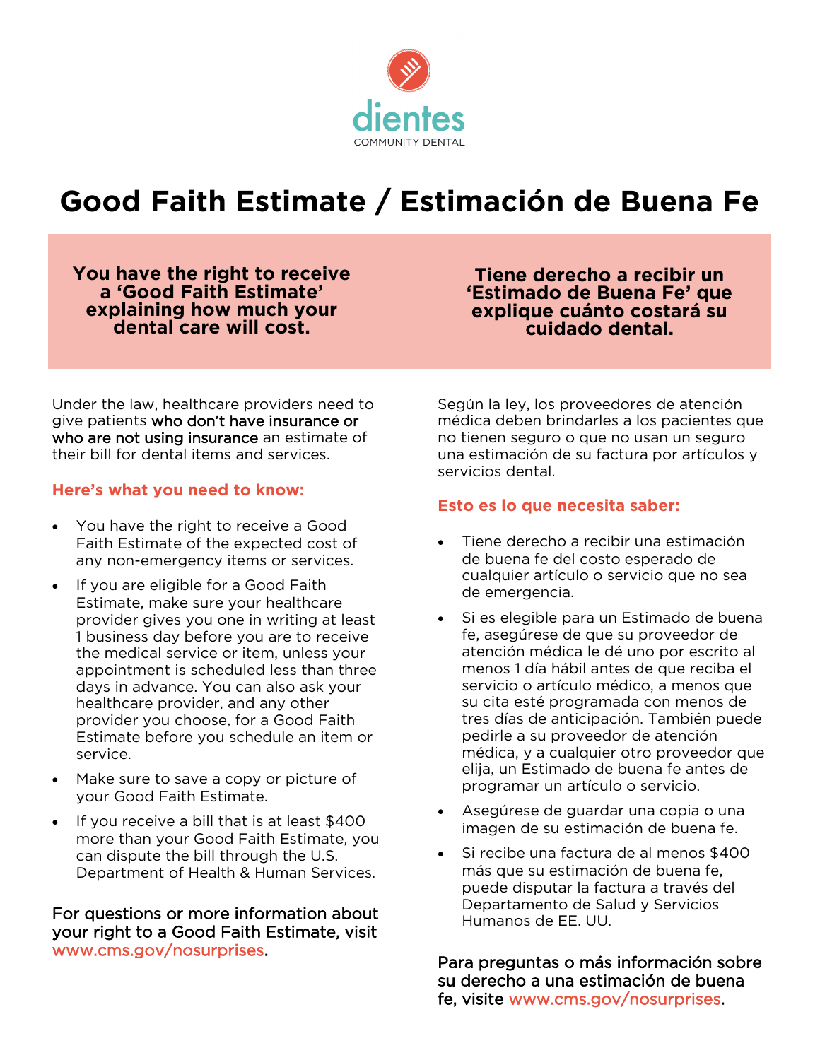dientes
COMMUNITY DENTAL

# Good Faith Estimate / Estimación de Buena Fe

**You have the right to receive a 'Good Faith Estimate' explaining how much your dental care will cost.**

Under the law, healthcare providers need to give patients **who don't have insurance or who are not using insurance** an estimate of their bill for dental items and services.

## Here's what you need to know:

- You have the right to receive a Good Faith Estimate of the expected cost of any non-emergency items or services.
- If you are eligible for a Good Faith Estimate, make sure your healthcare provider gives you one in writing at least 1 business day before you are to receive the medical service or item, unless your appointment is scheduled less than three days in advance. You can also ask your healthcare provider, and any other provider you choose, for a Good Faith Estimate before you schedule an item or service.
- Make sure to save a copy or picture of your Good Faith Estimate.
- If you receive a bill that is at least $400 more than your Good Faith Estimate, you can dispute the bill through the U.S. Department of Health & Human Services.

For questions or more information about your right to a Good Faith Estimate, visit www.cms.gov/nosurprises.

**Tiene derecho a recibir un 'Estimado de Buena Fe' que explique cuánto costará su cuidado dental.**

Según la ley, los proveedores de atención médica deben brindarles a los pacientes que no tienen seguro o que no usan un seguro una estimación de su factura por artículos y servicios dental.

## Esto es lo que necesita saber:

- Tiene derecho a recibir una estimación de buena fe del costo esperado de cualquier artículo o servicio que no sea de emergencia.
- Si es elegible para un Estimado de buena fe, asegúrese de que su proveedor de atención médica le dé uno por escrito al menos 1 día hábil antes de que reciba el servicio o artículo médico, a menos que su cita esté programada con menos de tres días de anticipación. También puede pedirle a su proveedor de atención médica, y a cualquier otro proveedor que elija, un Estimado de buena fe antes de programar un artículo o servicio.
- Asegúrese de guardar una copia o una imagen de su estimación de buena fe.
- Si recibe una factura de al menos $400 más que su estimación de buena fe, puede disputar la factura a través del Departamento de Salud y Servicios Humanos de EE. UU.

Para preguntas o más información sobre su derecho a una estimación de buena fe, visite www.cms.gov/nosurprises.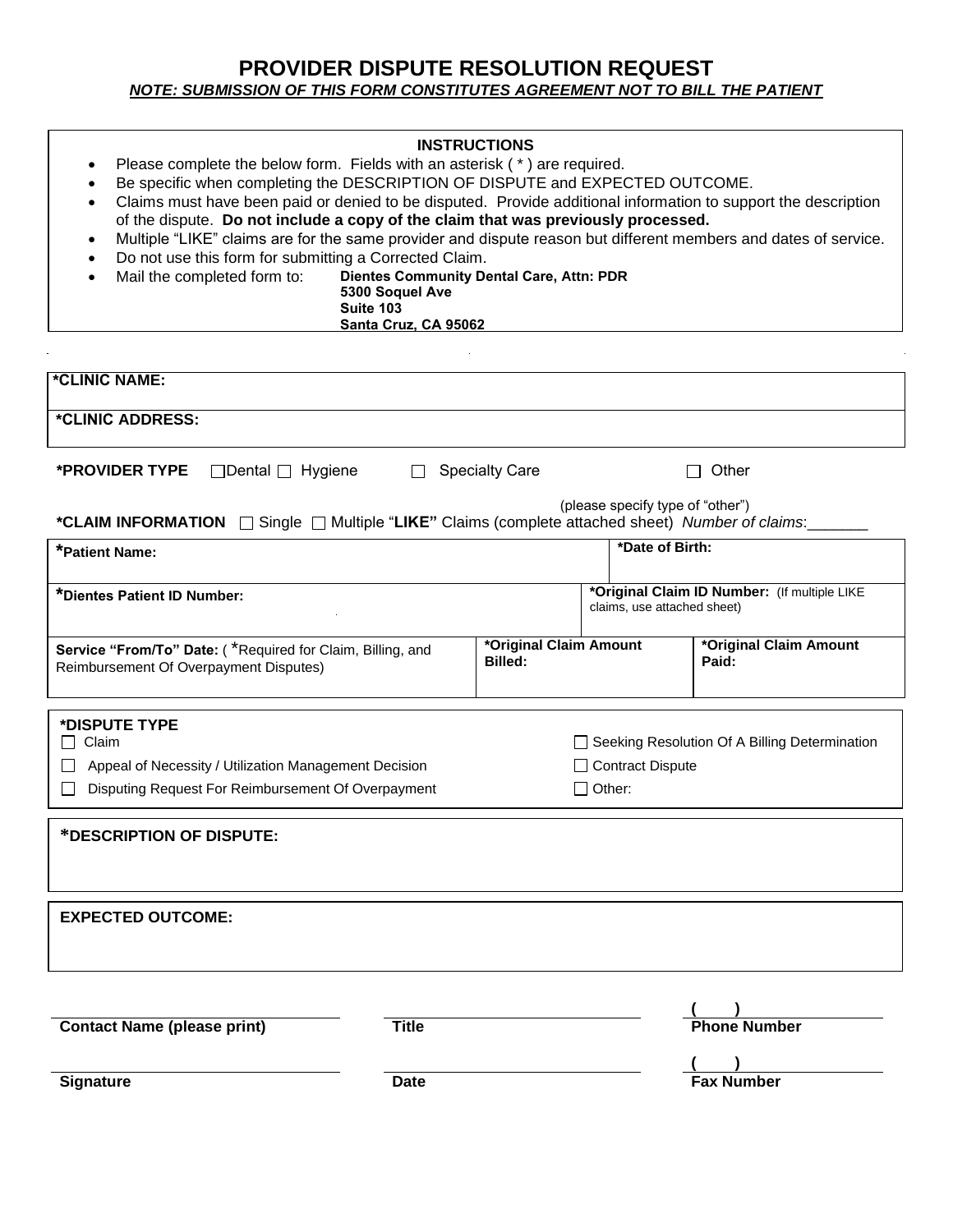# PROVIDER DISPUTE RESOLUTION REQUEST

***NOTE: SUBMISSION OF THIS FORM CONSTITUTES AGREEMENT NOT TO BILL THE PATIENT***

**INSTRUCTIONS**

- Please complete the below form. Fields with an asterisk ( * ) are required.
- Be specific when completing the DESCRIPTION OF DISPUTE and EXPECTED OUTCOME.
- Claims must have been paid or denied to be disputed. Provide additional information to support the description of the dispute. **Do not include a copy of the claim that was previously processed.**
- Multiple "LIKE" claims are for the same provider and dispute reason but different members and dates of service.
- Do not use this form for submitting a Corrected Claim.
- Mail the completed form to: **Dientes Community Dental Care, Attn: PDR**
  **5300 Soquel Ave**
  **Suite 103**
  **Santa Cruz, CA 95062**

**\*CLINIC NAME:**

**\*CLINIC ADDRESS:**

**\*PROVIDER TYPE** ☐ Dental ☐ Hygiene ☐ Specialty Care ☐ Other

(please specify type of "other")

**\*CLAIM INFORMATION** ☐ Single ☐ Multiple "**LIKE**" Claims (complete attached sheet) *Number of claims*:_______

| | | |
|---|---|---|
| **\*Patient Name:** | | **\*Date of Birth:** |
| **\*Dientes Patient ID Number:** | | **\*Original Claim ID Number:** (If multiple LIKE claims, use attached sheet) |
| **Service "From/To" Date:** ( *Required for Claim, Billing, and Reimbursement Of Overpayment Disputes) | **\*Original Claim Amount Billed:** | **\*Original Claim Amount Paid:** |

**\*DISPUTE TYPE**

☐ Claim

☐ Appeal of Necessity / Utilization Management Decision

☐ Disputing Request For Reimbursement Of Overpayment

☐ Seeking Resolution Of A Billing Determination

☐ Contract Dispute

☐ Other:

**\*DESCRIPTION OF DISPUTE:**

**EXPECTED OUTCOME:**

| | | |
|---|---|---|
| ______________________ | ______________________ | (     ) ______________ |
| **Contact Name (please print)** | **Title** | **Phone Number** |
| ______________________ | ______________________ | (     ) ______________ |
| **Signature** | **Date** | **Fax Number** |